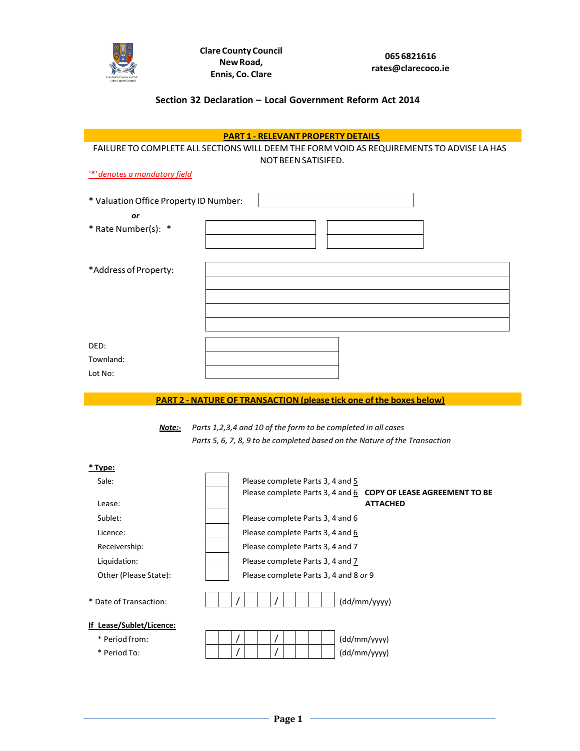Clare County Council
New Road,
Ennis, Co. Clare

065 6821616
rates@clarecoco.ie

## Section 32 Declaration – Local Government Reform Act 2014

## PART 1 - RELEVANT PROPERTY DETAILS

FAILURE TO COMPLETE ALL SECTIONS WILL DEEM THE FORM VOID AS REQUIREMENTS TO ADVISE LA HAS NOT BEEN SATISIFED.

*'*' denotes a mandatory field*

\* Valuation Office Property ID Number: ____________________

*or*

\* Rate Number(s): \* ____________________ ____________________

\*Address of Property: ____________________

DED: ____________________

Townland: ____________________

Lot No: ____________________

## PART 2 - NATURE OF TRANSACTION (please tick one of the boxes below)

***Note:-*** *Parts 1,2,3,4 and 10 of the form to be completed in all cases*
*Parts 5, 6, 7, 8, 9 to be completed based on the Nature of the Transaction*

**\* Type:**

| Type | Tick | Instructions |
|---|---|---|
| Sale: | ☐ | Please complete Parts 3, 4 and 5 |
| Lease: | ☐ | Please complete Parts 3, 4 and 6 **COPY OF LEASE AGREEMENT TO BE ATTACHED** |
| Sublet: | ☐ | Please complete Parts 3, 4 and 6 |
| Licence: | ☐ | Please complete Parts 3, 4 and 6 |
| Receivership: | ☐ | Please complete Parts 3, 4 and 7 |
| Liquidation: | ☐ | Please complete Parts 3, 4 and 7 |
| Other (Please State): | ☐ | Please complete Parts 3, 4 and 8 *or* 9 |

\* Date of Transaction: __ __ / __ __ / __ __ __ __ (dd/mm/yyyy)

**If Lease/Sublet/Licence:**

\* Period from: __ __ / __ __ / __ __ __ __ (dd/mm/yyyy)

\* Period To: __ __ / __ __ / __ __ __ __ (dd/mm/yyyy)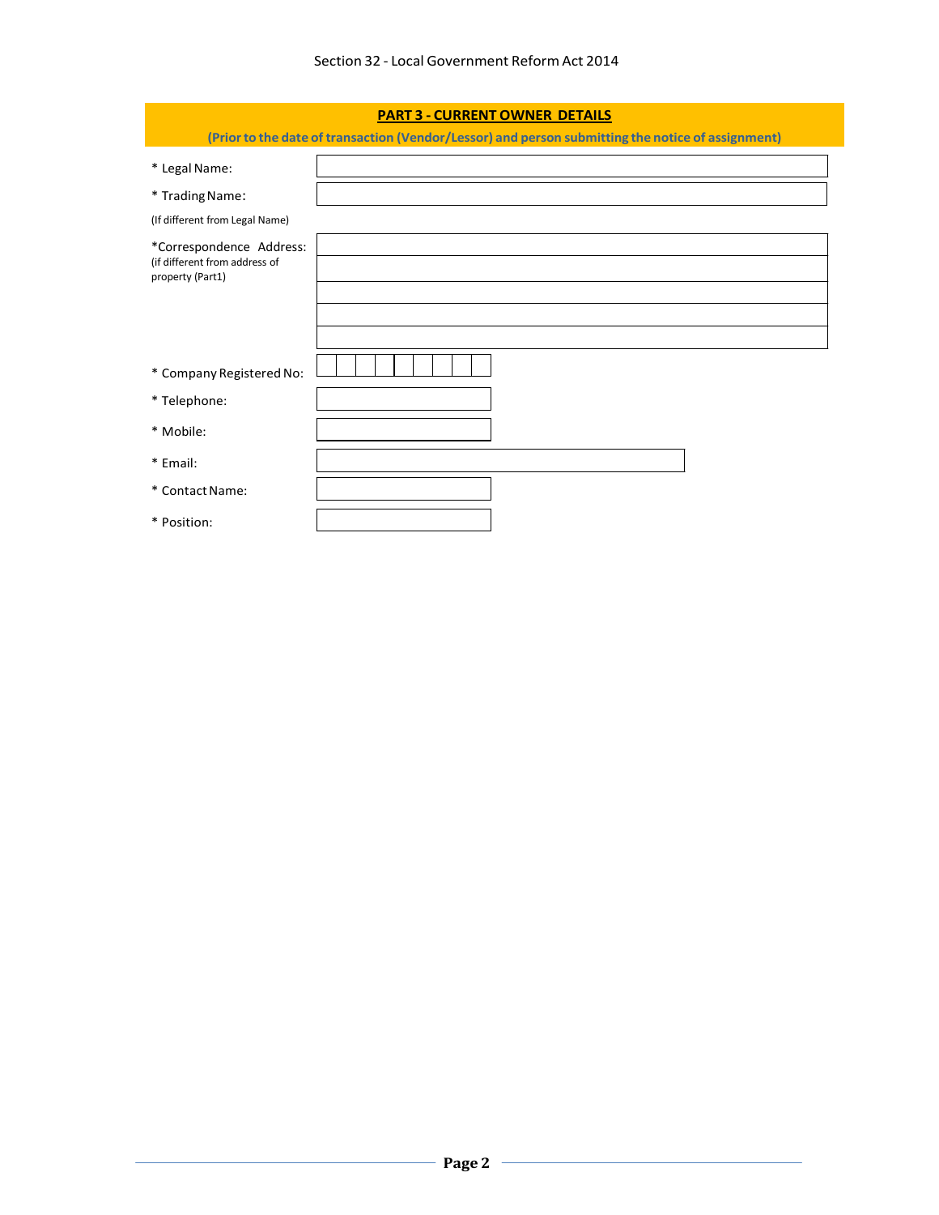## PART 3 - CURRENT OWNER DETAILS

**(Prior to the date of transaction (Vendor/Lessor) and person submitting the notice of assignment)**

| | |
|---|---|
| * Legal Name: | |
| * Trading Name: (If different from Legal Name) | |
| *Correspondence Address: (if different from address of property (Part1) | |
| | |
| | |
| | |
| | |
| * Company Registered No: | |
| * Telephone: | |
| * Mobile: | |
| * Email: | |
| * Contact Name: | |
| * Position: | |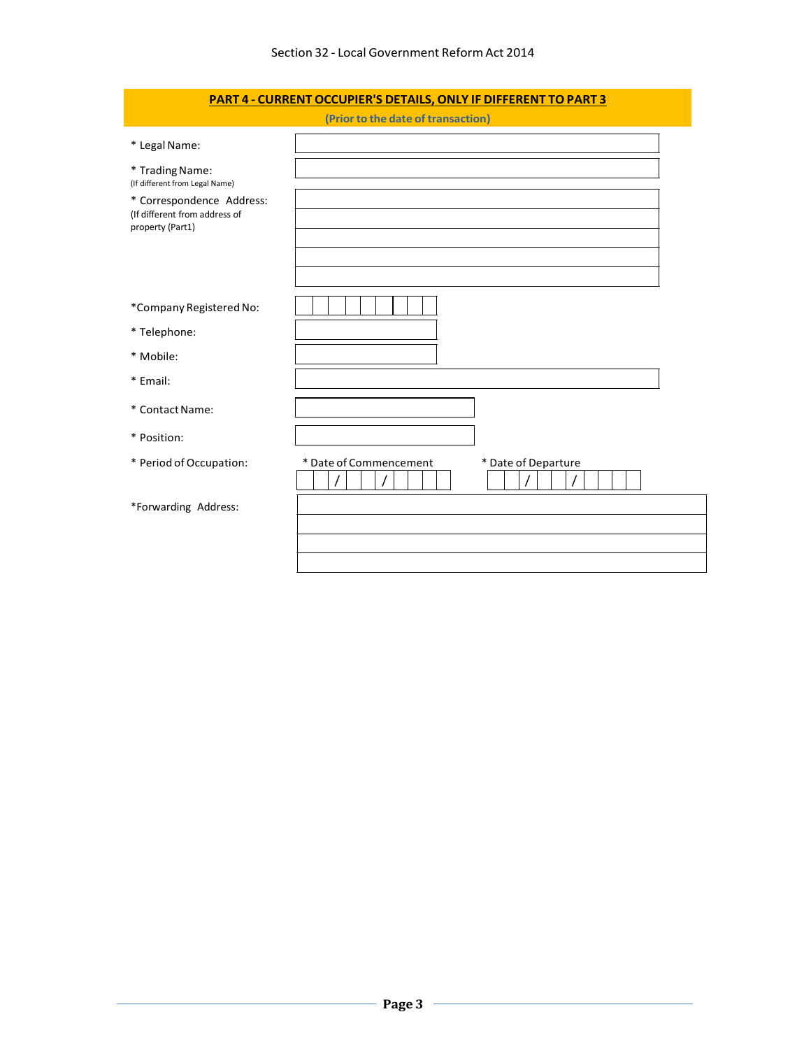## PART 4 - CURRENT OCCUPIER'S DETAILS, ONLY IF DIFFERENT TO PART 3

**(Prior to the date of transaction)**

| | |
|---|---|
| * Legal Name: | |
| * Trading Name: (If different from Legal Name) | |
| * Correspondence Address: (If different from address of property (Part1)) | |
| | |
| | |
| | |
| | |
| *Company Registered No: | |
| * Telephone: | |
| * Mobile: | |
| * Email: | |
| * Contact Name: | |
| * Position: | |

| | | |
|---|---|---|
| * Period of Occupation: | * Date of Commencement | * Date of Departure |
| | / / | / / |

| | |
|---|---|
| *Forwarding Address: | |
| | |
| | |
| | |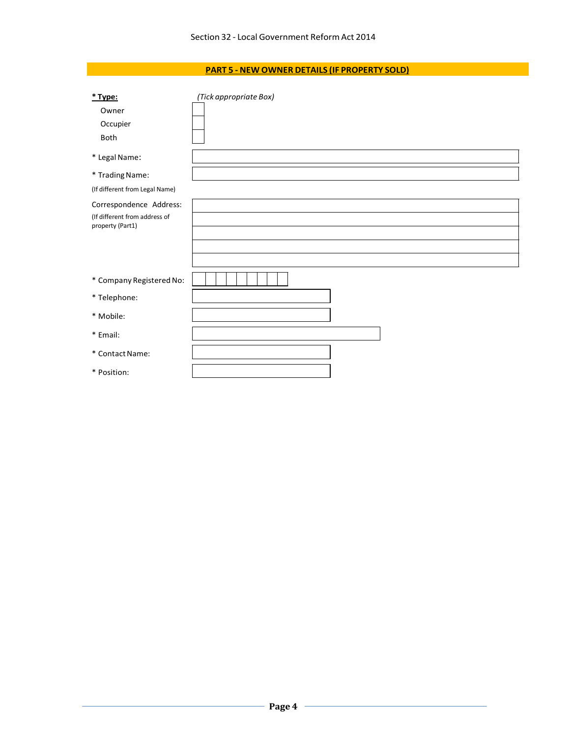## PART 5 - NEW OWNER DETAILS (IF PROPERTY SOLD)

**\* Type:** *(Tick appropriate Box)*

- Owner ☐
- Occupier ☐
- Both ☐

\* Legal Name:

\* Trading Name:
(If different from Legal Name)

Correspondence Address:
(If different from address of property (Part1))

\* Company Registered No:

\* Telephone:

\* Mobile:

\* Email:

\* Contact Name:

\* Position: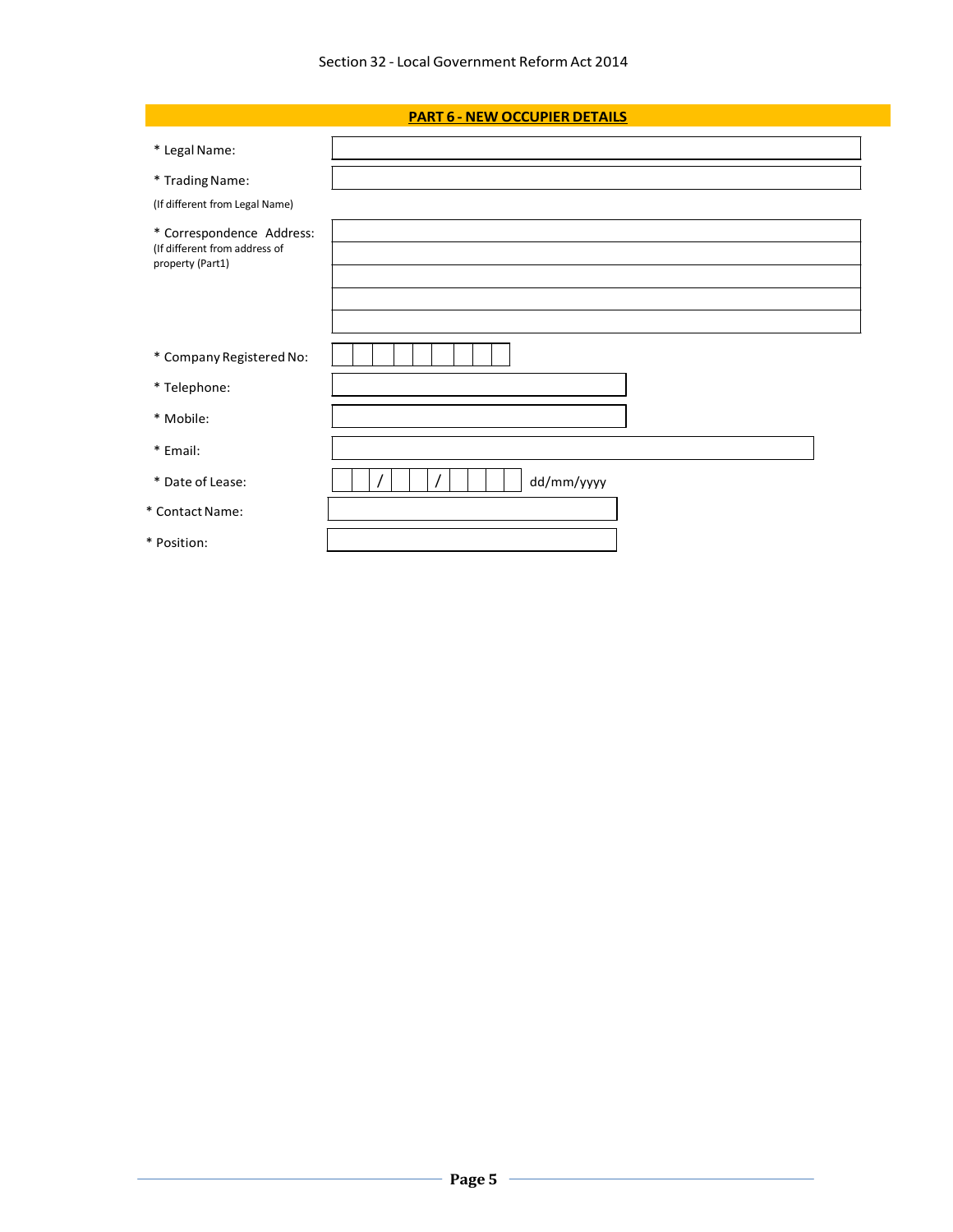## PART 6 - NEW OCCUPIER DETAILS

| | |
|---|---|
| * Legal Name: | |
| * Trading Name: (If different from Legal Name) | |
| * Correspondence Address: (If different from address of property (Part1)) | |
| * Company Registered No: | |
| * Telephone: | |
| * Mobile: | |
| * Email: | |
| * Date of Lease: | / / dd/mm/yyyy |
| * Contact Name: | |
| * Position: | |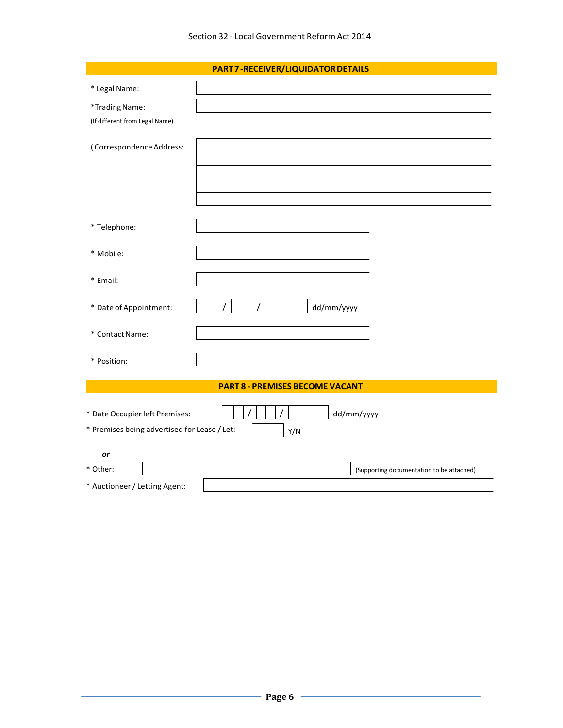## PART 7 - RECEIVER/LIQUIDATOR DETAILS

* Legal Name:

*Trading Name:
(If different from Legal Name)

( Correspondence Address:

* Telephone:

* Mobile:

* Email:

* Date of Appointment: / / dd/mm/yyyy

* Contact Name:

* Position:

## PART 8 - PREMISES BECOME VACANT

* Date Occupier left Premises: / / dd/mm/yyyy

* Premises being advertised for Lease / Let: Y/N

*or*

* Other: (Supporting documentation to be attached)

* Auctioneer / Letting Agent: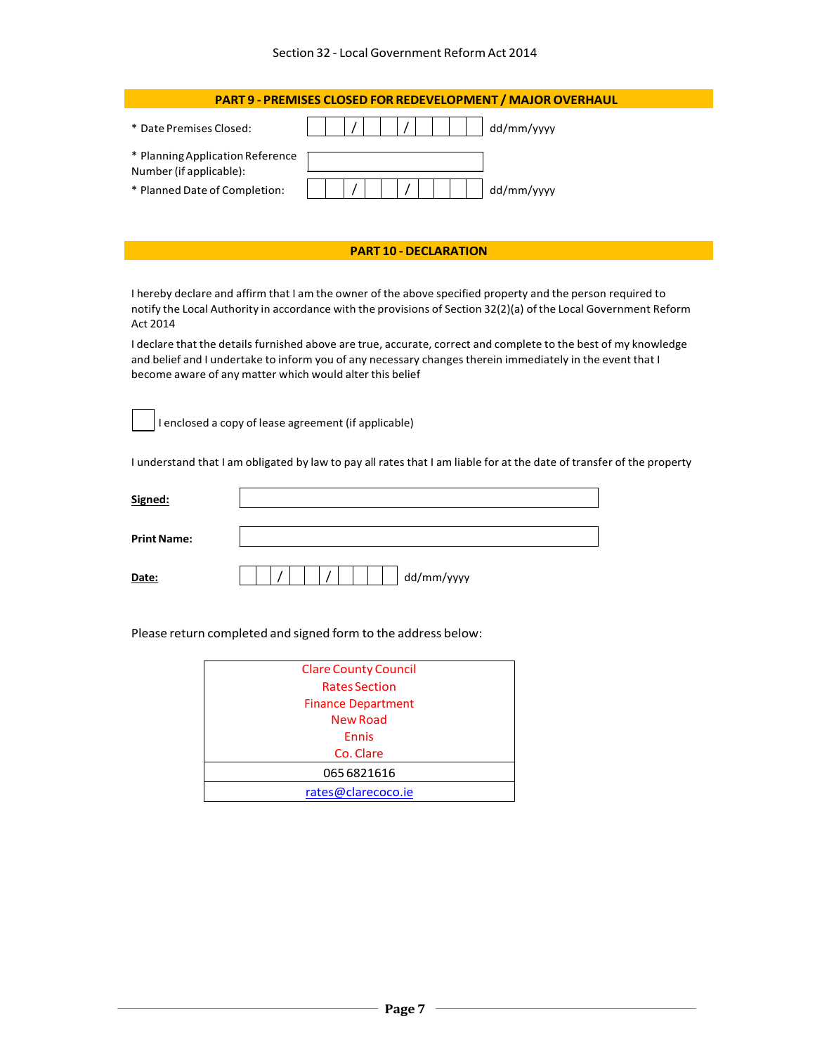## PART 9 - PREMISES CLOSED FOR REDEVELOPMENT / MAJOR OVERHAUL

* Date Premises Closed: __ __ / __ __ / __ __ __ __ dd/mm/yyyy

* Planning Application Reference Number (if applicable): ____________________

* Planned Date of Completion: __ __ / __ __ / __ __ __ __ dd/mm/yyyy

## PART 10 - DECLARATION

I hereby declare and affirm that I am the owner of the above specified property and the person required to notify the Local Authority in accordance with the provisions of Section 32(2)(a) of the Local Government Reform Act 2014

I declare that the details furnished above are true, accurate, correct and complete to the best of my knowledge and belief and I undertake to inform you of any necessary changes therein immediately in the event that I become aware of any matter which would alter this belief

☐ I enclosed a copy of lease agreement (if applicable)

I understand that I am obligated by law to pay all rates that I am liable for at the date of transfer of the property

**Signed:** ____________________

**Print Name:** ____________________

**Date:** __ __ / __ __ / __ __ __ __ dd/mm/yyyy

Please return completed and signed form to the address below:

| |
|---|
| Clare County Council<br>Rates Section<br>Finance Department<br>New Road<br>Ennis<br>Co. Clare |
| 065 6821616 |
| rates@clarecoco.ie |